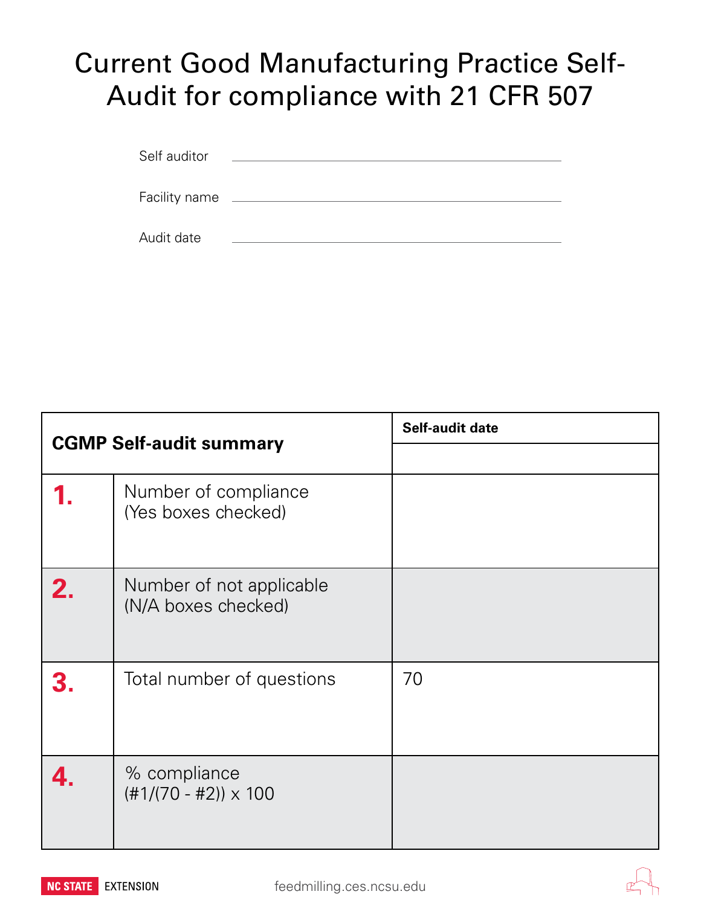# Current Good Manufacturing Practice Self-Audit for compliance with 21 CFR 507

Self auditor ______________________________

Facility name ______________________________

Audit date ______________________________

| CGMP Self-audit summary | | Self-audit date |
|---|---|---|
| | | |
| **1.** | Number of compliance (Yes boxes checked) | |
| **2.** | Number of not applicable (N/A boxes checked) | |
| **3.** | Total number of questions | 70 |
| **4.** | % compliance (#1/(70 - #2)) x 100 | |

NC STATE EXTENSION

feedmilling.ces.ncsu.edu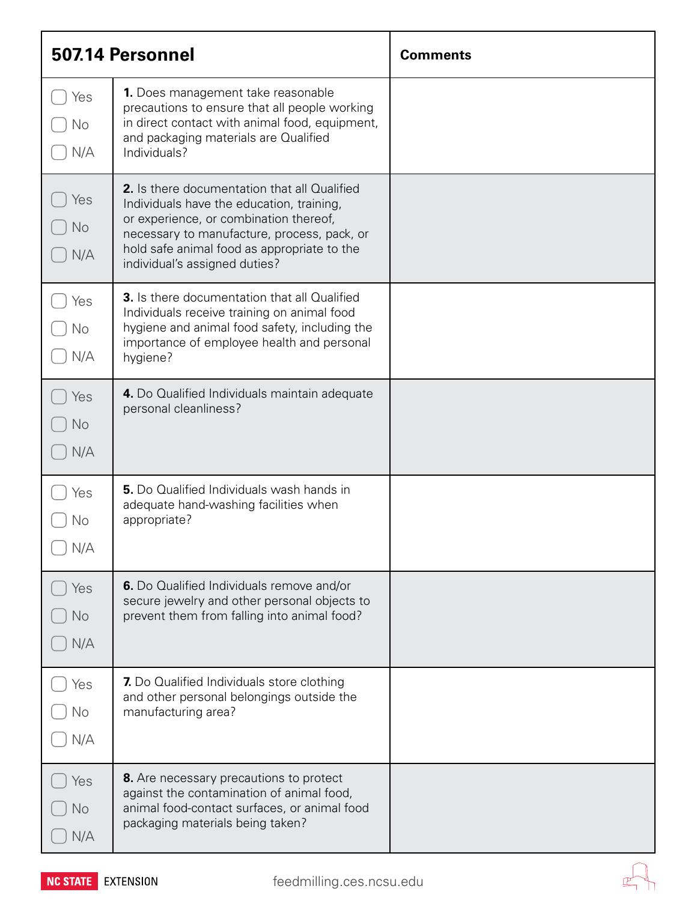| 507.14 Personnel | | Comments |
|---|---|---|
| ◯ Yes ◯ No ◯ N/A | **1.** Does management take reasonable precautions to ensure that all people working in direct contact with animal food, equipment, and packaging materials are Qualified Individuals? | |
| ◯ Yes ◯ No ◯ N/A | **2.** Is there documentation that all Qualified Individuals have the education, training, or experience, or combination thereof, necessary to manufacture, process, pack, or hold safe animal food as appropriate to the individual's assigned duties? | |
| ◯ Yes ◯ No ◯ N/A | **3.** Is there documentation that all Qualified Individuals receive training on animal food hygiene and animal food safety, including the importance of employee health and personal hygiene? | |
| ◯ Yes ◯ No ◯ N/A | **4.** Do Qualified Individuals maintain adequate personal cleanliness? | |
| ◯ Yes ◯ No ◯ N/A | **5.** Do Qualified Individuals wash hands in adequate hand-washing facilities when appropriate? | |
| ◯ Yes ◯ No ◯ N/A | **6.** Do Qualified Individuals remove and/or secure jewelry and other personal objects to prevent them from falling into animal food? | |
| ◯ Yes ◯ No ◯ N/A | **7.** Do Qualified Individuals store clothing and other personal belongings outside the manufacturing area? | |
| ◯ Yes ◯ No ◯ N/A | **8.** Are necessary precautions to protect against the contamination of animal food, animal food-contact surfaces, or animal food packaging materials being taken? | |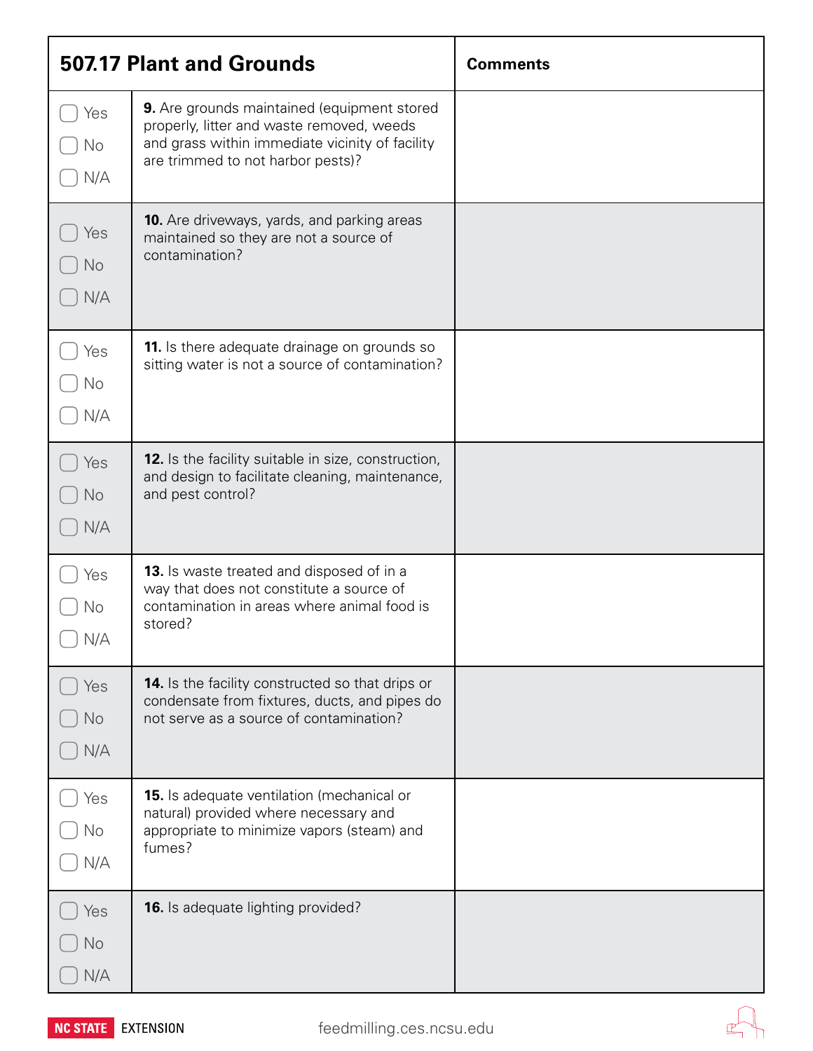| 507.17 Plant and Grounds | | Comments |
|---|---|---|
| ☐ Yes ☐ No ☐ N/A | **9.** Are grounds maintained (equipment stored properly, litter and waste removed, weeds and grass within immediate vicinity of facility are trimmed to not harbor pests)? | |
| ☐ Yes ☐ No ☐ N/A | **10.** Are driveways, yards, and parking areas maintained so they are not a source of contamination? | |
| ☐ Yes ☐ No ☐ N/A | **11.** Is there adequate drainage on grounds so sitting water is not a source of contamination? | |
| ☐ Yes ☐ No ☐ N/A | **12.** Is the facility suitable in size, construction, and design to facilitate cleaning, maintenance, and pest control? | |
| ☐ Yes ☐ No ☐ N/A | **13.** Is waste treated and disposed of in a way that does not constitute a source of contamination in areas where animal food is stored? | |
| ☐ Yes ☐ No ☐ N/A | **14.** Is the facility constructed so that drips or condensate from fixtures, ducts, and pipes do not serve as a source of contamination? | |
| ☐ Yes ☐ No ☐ N/A | **15.** Is adequate ventilation (mechanical or natural) provided where necessary and appropriate to minimize vapors (steam) and fumes? | |
| ☐ Yes ☐ No ☐ N/A | **16.** Is adequate lighting provided? | |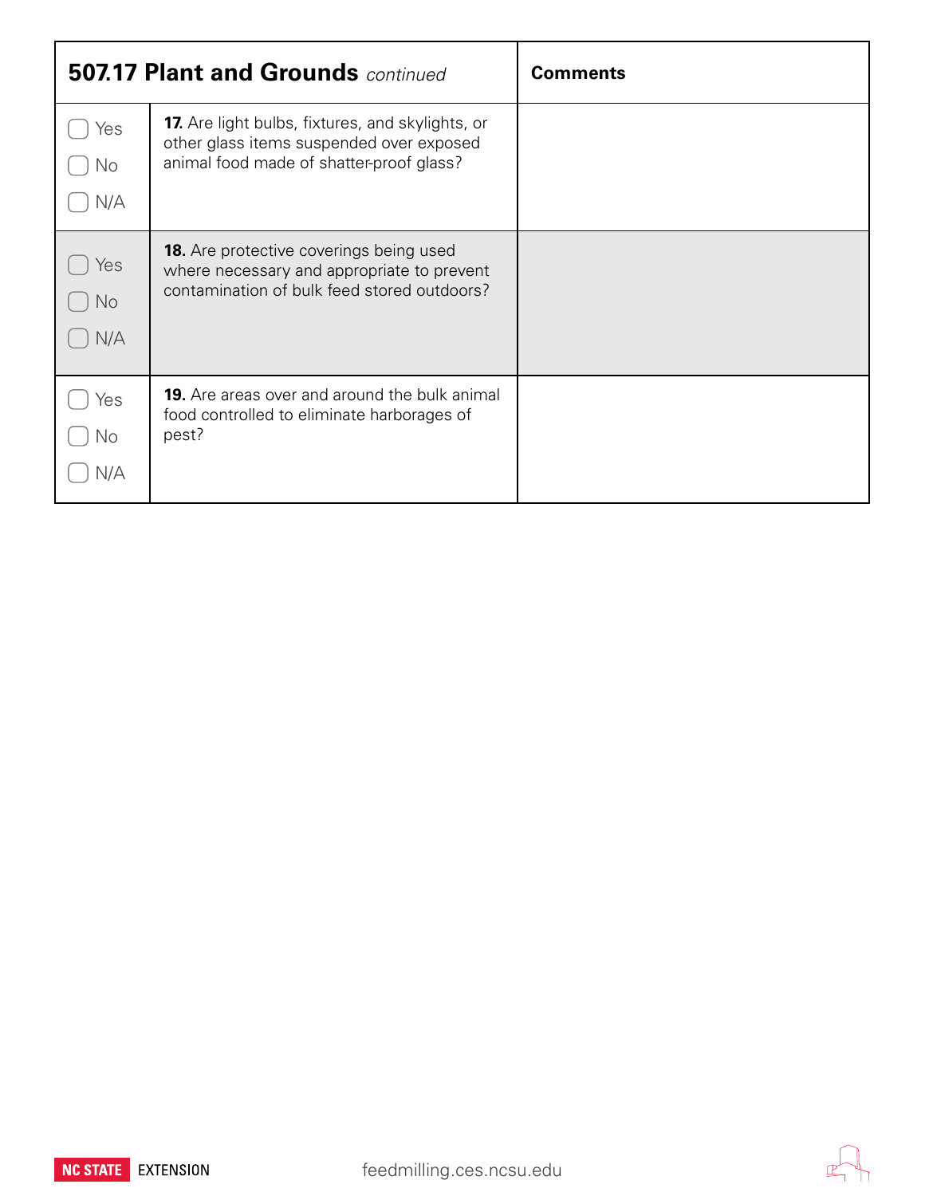| 507.17 Plant and Grounds *continued* | | Comments |
|---|---|---|
| ▢ Yes ▢ No ▢ N/A | **17.** Are light bulbs, fixtures, and skylights, or other glass items suspended over exposed animal food made of shatter-proof glass? | |
| ▢ Yes ▢ No ▢ N/A | **18.** Are protective coverings being used where necessary and appropriate to prevent contamination of bulk feed stored outdoors? | |
| ▢ Yes ▢ No ▢ N/A | **19.** Are areas over and around the bulk animal food controlled to eliminate harborages of pest? | |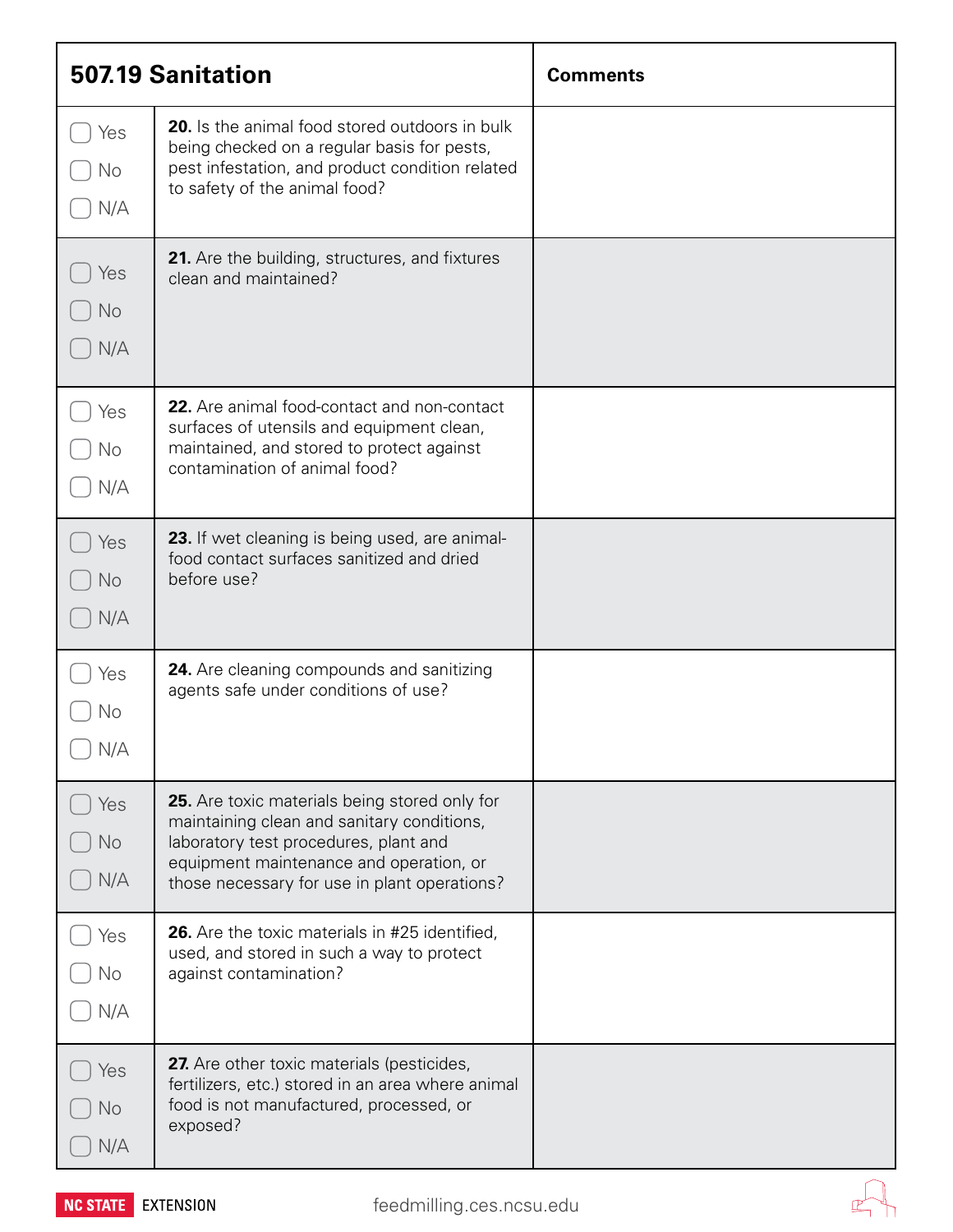| | 507.19 Sanitation | Comments |
|---|---|---|
| ▢ Yes<br>▢ No<br>▢ N/A | **20.** Is the animal food stored outdoors in bulk being checked on a regular basis for pests, pest infestation, and product condition related to safety of the animal food? | |
| ▢ Yes<br>▢ No<br>▢ N/A | **21.** Are the building, structures, and fixtures clean and maintained? | |
| ▢ Yes<br>▢ No<br>▢ N/A | **22.** Are animal food-contact and non-contact surfaces of utensils and equipment clean, maintained, and stored to protect against contamination of animal food? | |
| ▢ Yes<br>▢ No<br>▢ N/A | **23.** If wet cleaning is being used, are animal-food contact surfaces sanitized and dried before use? | |
| ▢ Yes<br>▢ No<br>▢ N/A | **24.** Are cleaning compounds and sanitizing agents safe under conditions of use? | |
| ▢ Yes<br>▢ No<br>▢ N/A | **25.** Are toxic materials being stored only for maintaining clean and sanitary conditions, laboratory test procedures, plant and equipment maintenance and operation, or those necessary for use in plant operations? | |
| ▢ Yes<br>▢ No<br>▢ N/A | **26.** Are the toxic materials in #25 identified, used, and stored in such a way to protect against contamination? | |
| ▢ Yes<br>▢ No<br>▢ N/A | **27.** Are other toxic materials (pesticides, fertilizers, etc.) stored in an area where animal food is not manufactured, processed, or exposed? | |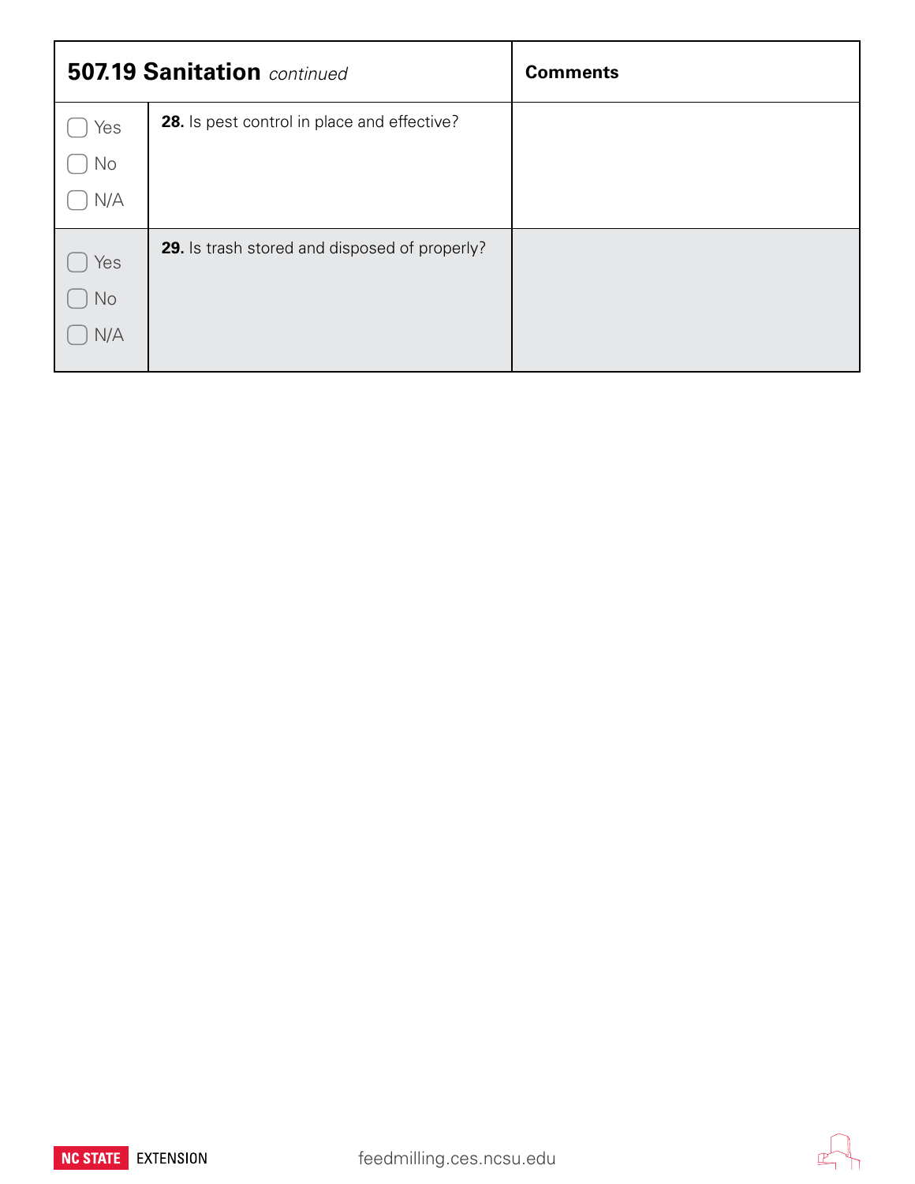| **507.19 Sanitation** *continued* | | **Comments** |
|---|---|---|
| ☐ Yes<br>☐ No<br>☐ N/A | **28.** Is pest control in place and effective? | |
| ☐ Yes<br>☐ No<br>☐ N/A | **29.** Is trash stored and disposed of properly? | |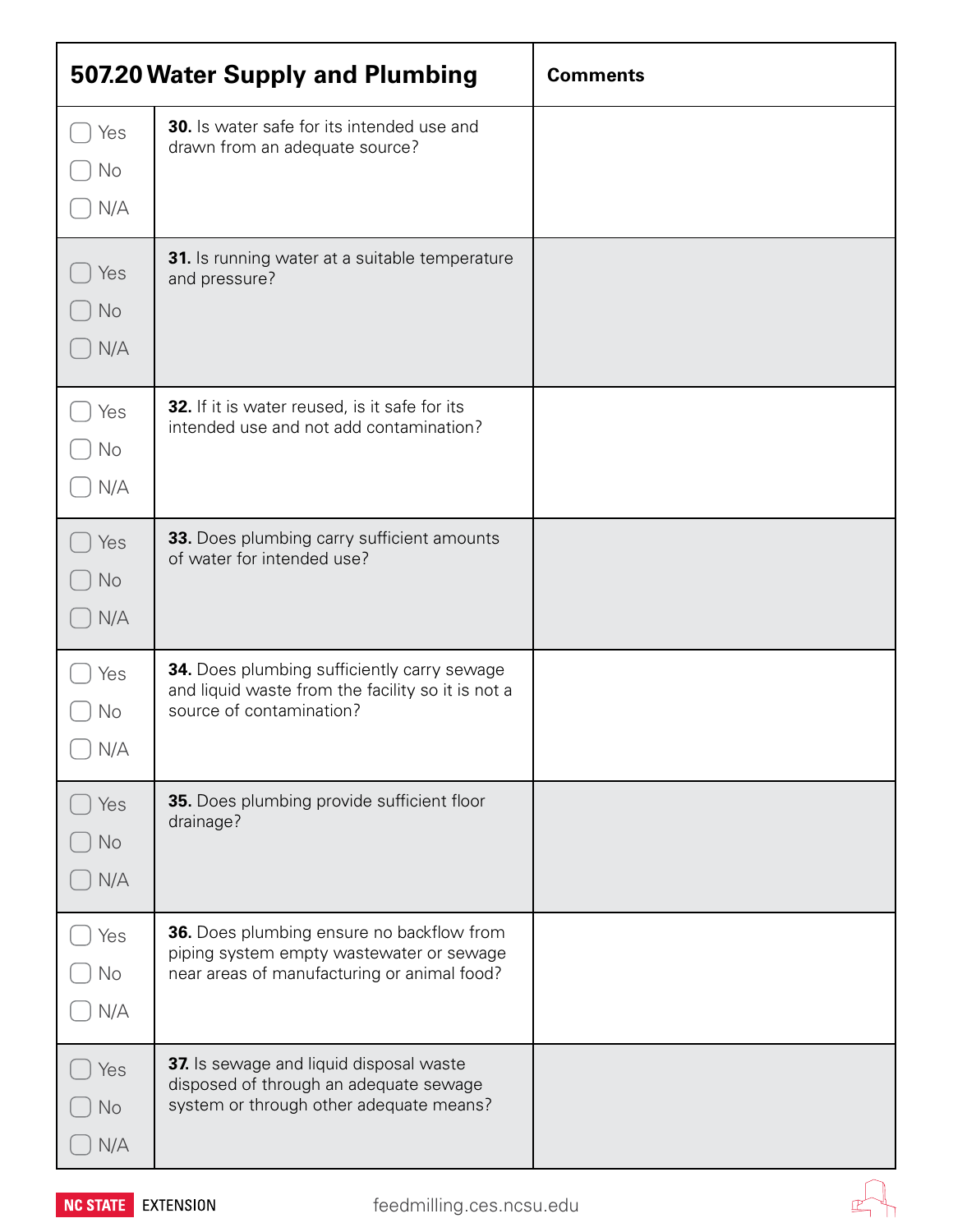| | 507.20 Water Supply and Plumbing | Comments |
|---|---|---|
| ▢ Yes<br>▢ No<br>▢ N/A | **30.** Is water safe for its intended use and drawn from an adequate source? | |
| ▢ Yes<br>▢ No<br>▢ N/A | **31.** Is running water at a suitable temperature and pressure? | |
| ▢ Yes<br>▢ No<br>▢ N/A | **32.** If it is water reused, is it safe for its intended use and not add contamination? | |
| ▢ Yes<br>▢ No<br>▢ N/A | **33.** Does plumbing carry sufficient amounts of water for intended use? | |
| ▢ Yes<br>▢ No<br>▢ N/A | **34.** Does plumbing sufficiently carry sewage and liquid waste from the facility so it is not a source of contamination? | |
| ▢ Yes<br>▢ No<br>▢ N/A | **35.** Does plumbing provide sufficient floor drainage? | |
| ▢ Yes<br>▢ No<br>▢ N/A | **36.** Does plumbing ensure no backflow from piping system empty wastewater or sewage near areas of manufacturing or animal food? | |
| ▢ Yes<br>▢ No<br>▢ N/A | **37.** Is sewage and liquid disposal waste disposed of through an adequate sewage system or through other adequate means? | |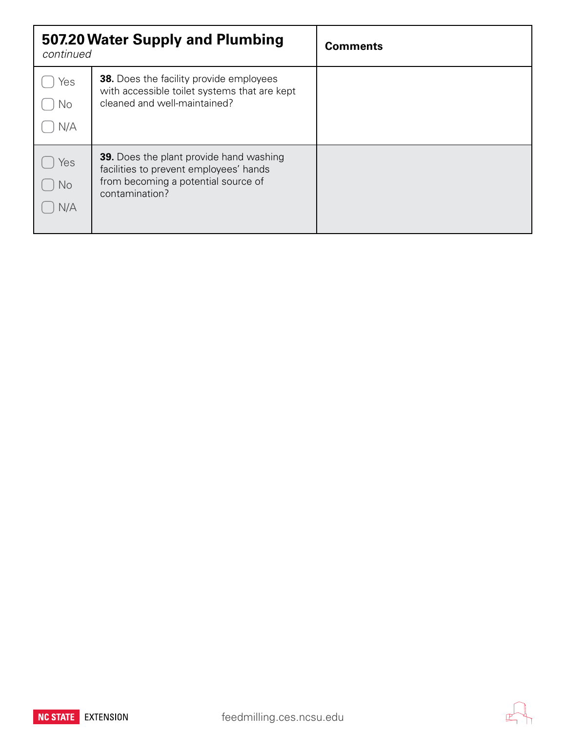| **507.20 Water Supply and Plumbing** *continued* | | **Comments** |
| --- | --- | --- |
| ☐ Yes ☐ No ☐ N/A | **38.** Does the facility provide employees with accessible toilet systems that are kept cleaned and well-maintained? | |
| ☐ Yes ☐ No ☐ N/A | **39.** Does the plant provide hand washing facilities to prevent employees' hands from becoming a potential source of contamination? | |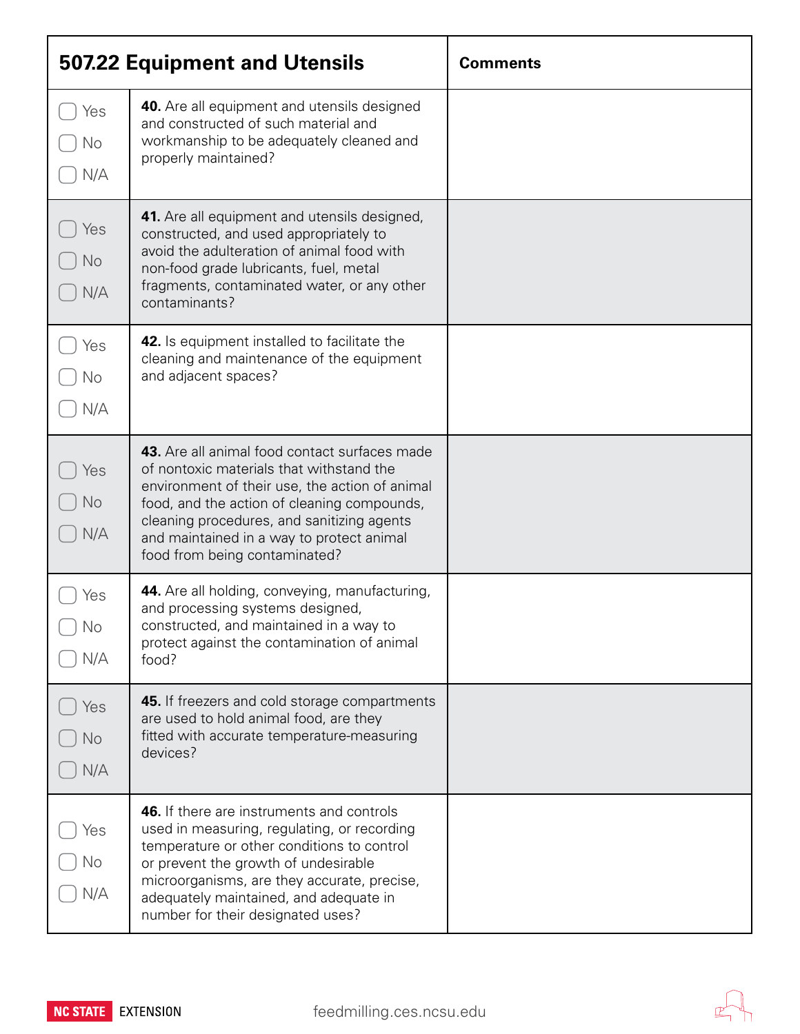| 507.22 Equipment and Utensils | | Comments |
|---|---|---|
| ☐ Yes ☐ No ☐ N/A | **40.** Are all equipment and utensils designed and constructed of such material and workmanship to be adequately cleaned and properly maintained? | |
| ☐ Yes ☐ No ☐ N/A | **41.** Are all equipment and utensils designed, constructed, and used appropriately to avoid the adulteration of animal food with non-food grade lubricants, fuel, metal fragments, contaminated water, or any other contaminants? | |
| ☐ Yes ☐ No ☐ N/A | **42.** Is equipment installed to facilitate the cleaning and maintenance of the equipment and adjacent spaces? | |
| ☐ Yes ☐ No ☐ N/A | **43.** Are all animal food contact surfaces made of nontoxic materials that withstand the environment of their use, the action of animal food, and the action of cleaning compounds, cleaning procedures, and sanitizing agents and maintained in a way to protect animal food from being contaminated? | |
| ☐ Yes ☐ No ☐ N/A | **44.** Are all holding, conveying, manufacturing, and processing systems designed, constructed, and maintained in a way to protect against the contamination of animal food? | |
| ☐ Yes ☐ No ☐ N/A | **45.** If freezers and cold storage compartments are used to hold animal food, are they fitted with accurate temperature-measuring devices? | |
| ☐ Yes ☐ No ☐ N/A | **46.** If there are instruments and controls used in measuring, regulating, or recording temperature or other conditions to control or prevent the growth of undesirable microorganisms, are they accurate, precise, adequately maintained, and adequate in number for their designated uses? | |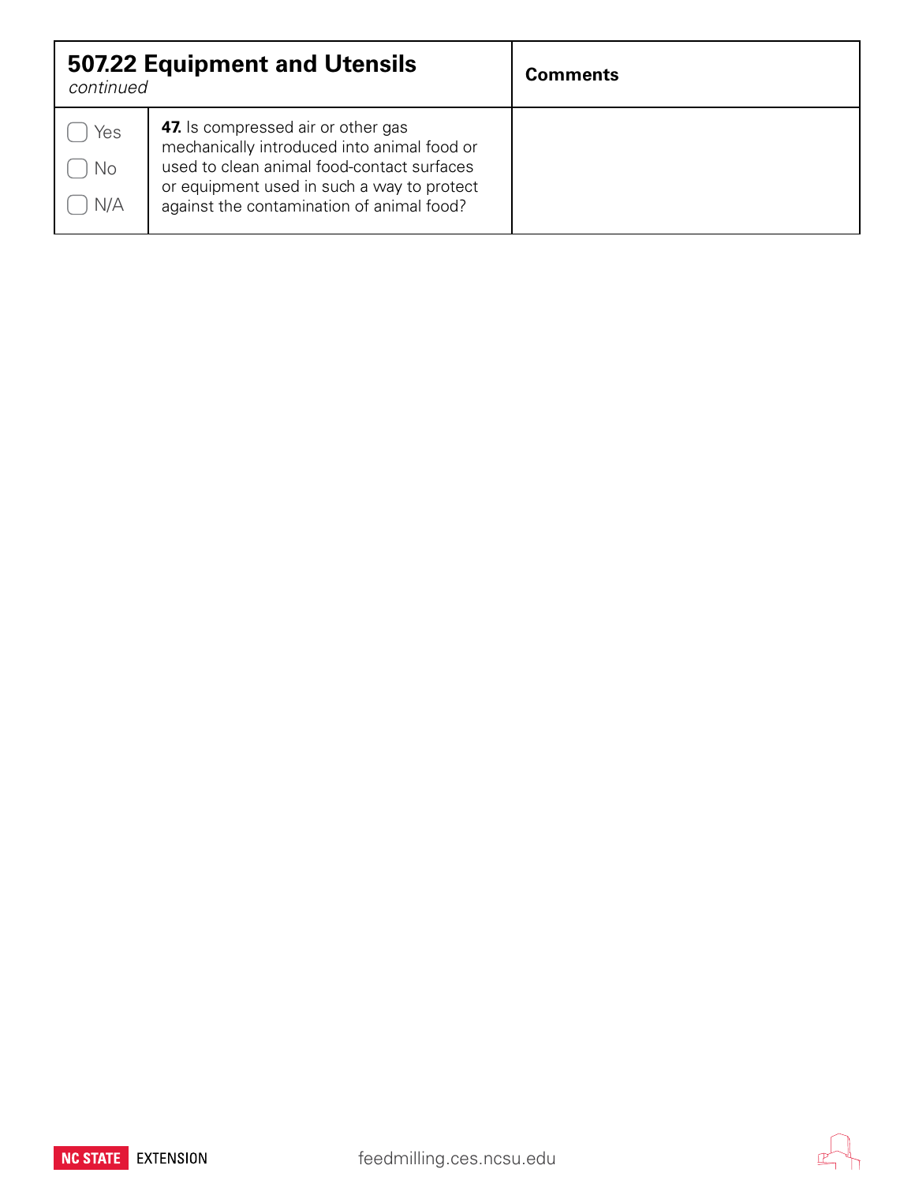| **507.22 Equipment and Utensils** *continued* | | **Comments** |
|---|---|---|
| ▢ Yes ▢ No ▢ N/A | **47.** Is compressed air or other gas mechanically introduced into animal food or used to clean animal food-contact surfaces or equipment used in such a way to protect against the contamination of animal food? | |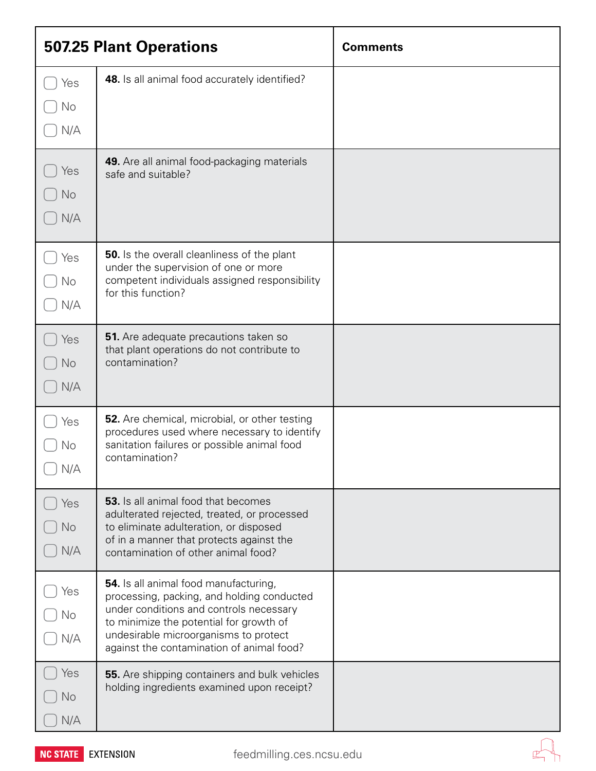| | 507.25 Plant Operations | Comments |
|---|---|---|
| ▢ Yes ▢ No ▢ N/A | **48.** Is all animal food accurately identified? | |
| ▢ Yes ▢ No ▢ N/A | **49.** Are all animal food-packaging materials safe and suitable? | |
| ▢ Yes ▢ No ▢ N/A | **50.** Is the overall cleanliness of the plant under the supervision of one or more competent individuals assigned responsibility for this function? | |
| ▢ Yes ▢ No ▢ N/A | **51.** Are adequate precautions taken so that plant operations do not contribute to contamination? | |
| ▢ Yes ▢ No ▢ N/A | **52.** Are chemical, microbial, or other testing procedures used where necessary to identify sanitation failures or possible animal food contamination? | |
| ▢ Yes ▢ No ▢ N/A | **53.** Is all animal food that becomes adulterated rejected, treated, or processed to eliminate adulteration, or disposed of in a manner that protects against the contamination of other animal food? | |
| ▢ Yes ▢ No ▢ N/A | **54.** Is all animal food manufacturing, processing, packing, and holding conducted under conditions and controls necessary to minimize the potential for growth of undesirable microorganisms to protect against the contamination of animal food? | |
| ▢ Yes ▢ No ▢ N/A | **55.** Are shipping containers and bulk vehicles holding ingredients examined upon receipt? | |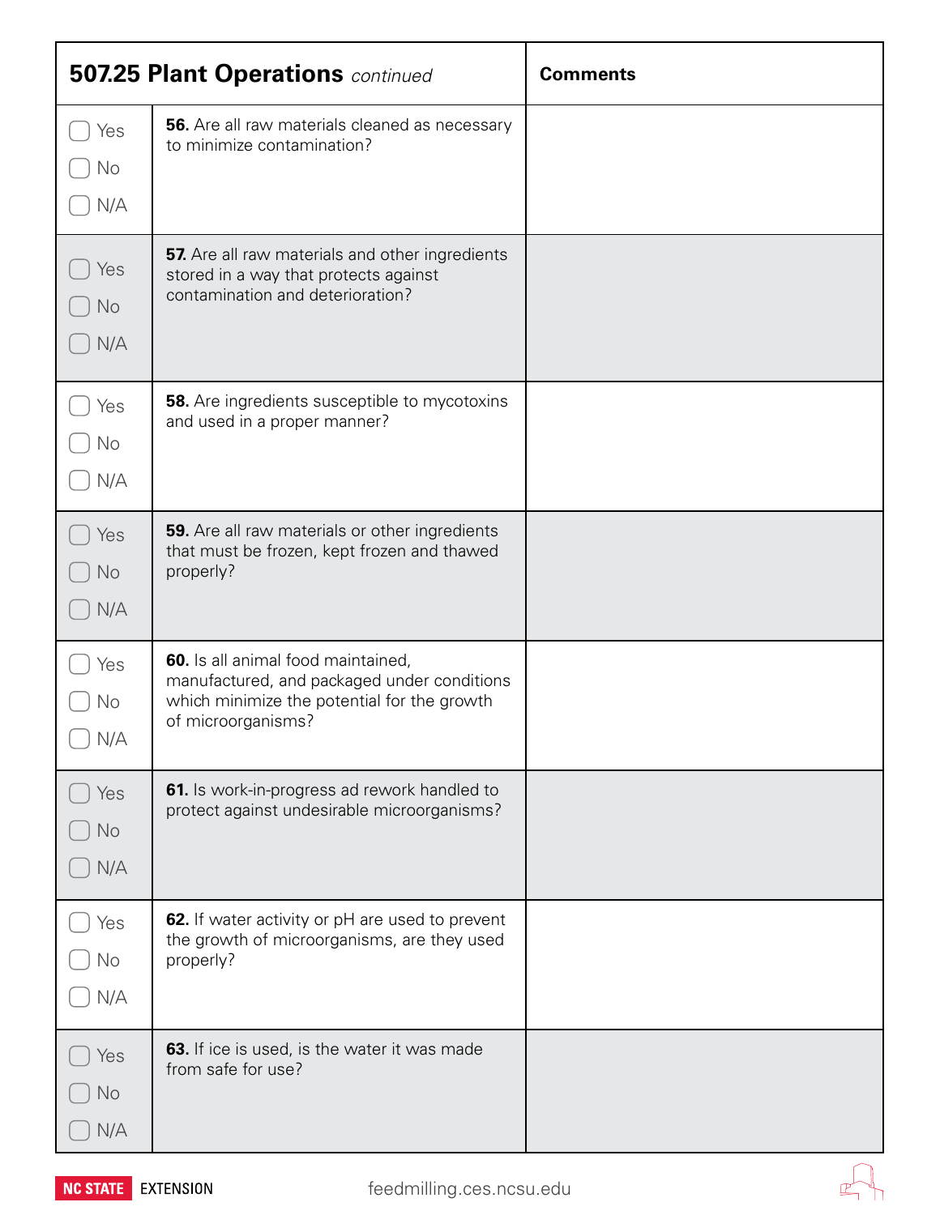| **507.25 Plant Operations** *continued* | | **Comments** |
|---|---|---|
| ☐ Yes ☐ No ☐ N/A | **56.** Are all raw materials cleaned as necessary to minimize contamination? | |
| ☐ Yes ☐ No ☐ N/A | **57.** Are all raw materials and other ingredients stored in a way that protects against contamination and deterioration? | |
| ☐ Yes ☐ No ☐ N/A | **58.** Are ingredients susceptible to mycotoxins and used in a proper manner? | |
| ☐ Yes ☐ No ☐ N/A | **59.** Are all raw materials or other ingredients that must be frozen, kept frozen and thawed properly? | |
| ☐ Yes ☐ No ☐ N/A | **60.** Is all animal food maintained, manufactured, and packaged under conditions which minimize the potential for the growth of microorganisms? | |
| ☐ Yes ☐ No ☐ N/A | **61.** Is work-in-progress ad rework handled to protect against undesirable microorganisms? | |
| ☐ Yes ☐ No ☐ N/A | **62.** If water activity or pH are used to prevent the growth of microorganisms, are they used properly? | |
| ☐ Yes ☐ No ☐ N/A | **63.** If ice is used, is the water it was made from safe for use? | |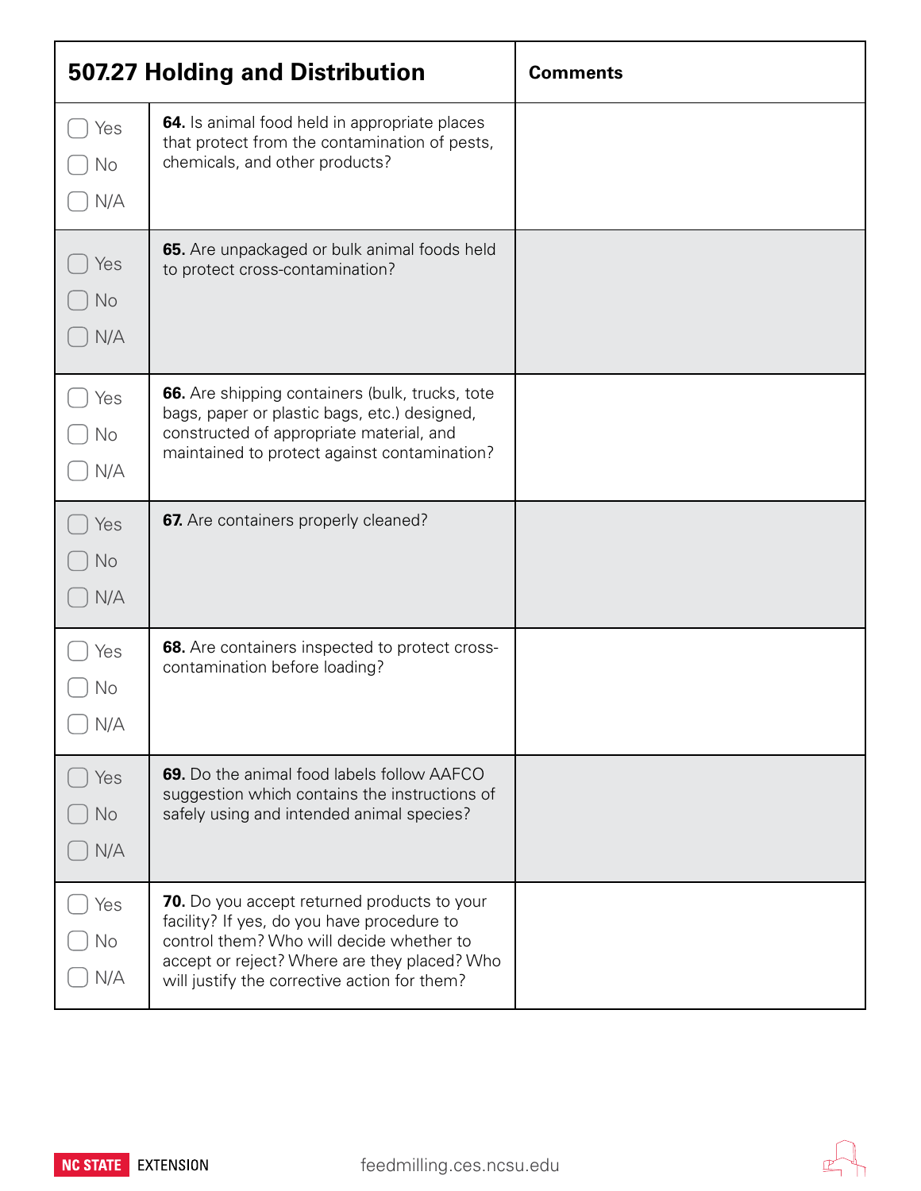| 507.27 Holding and Distribution | | Comments |
|---|---|---|
| ▢ Yes ▢ No ▢ N/A | **64.** Is animal food held in appropriate places that protect from the contamination of pests, chemicals, and other products? | |
| ▢ Yes ▢ No ▢ N/A | **65.** Are unpackaged or bulk animal foods held to protect cross-contamination? | |
| ▢ Yes ▢ No ▢ N/A | **66.** Are shipping containers (bulk, trucks, tote bags, paper or plastic bags, etc.) designed, constructed of appropriate material, and maintained to protect against contamination? | |
| ▢ Yes ▢ No ▢ N/A | **67.** Are containers properly cleaned? | |
| ▢ Yes ▢ No ▢ N/A | **68.** Are containers inspected to protect cross-contamination before loading? | |
| ▢ Yes ▢ No ▢ N/A | **69.** Do the animal food labels follow AAFCO suggestion which contains the instructions of safely using and intended animal species? | |
| ▢ Yes ▢ No ▢ N/A | **70.** Do you accept returned products to your facility? If yes, do you have procedure to control them? Who will decide whether to accept or reject? Where are they placed? Who will justify the corrective action for them? | |